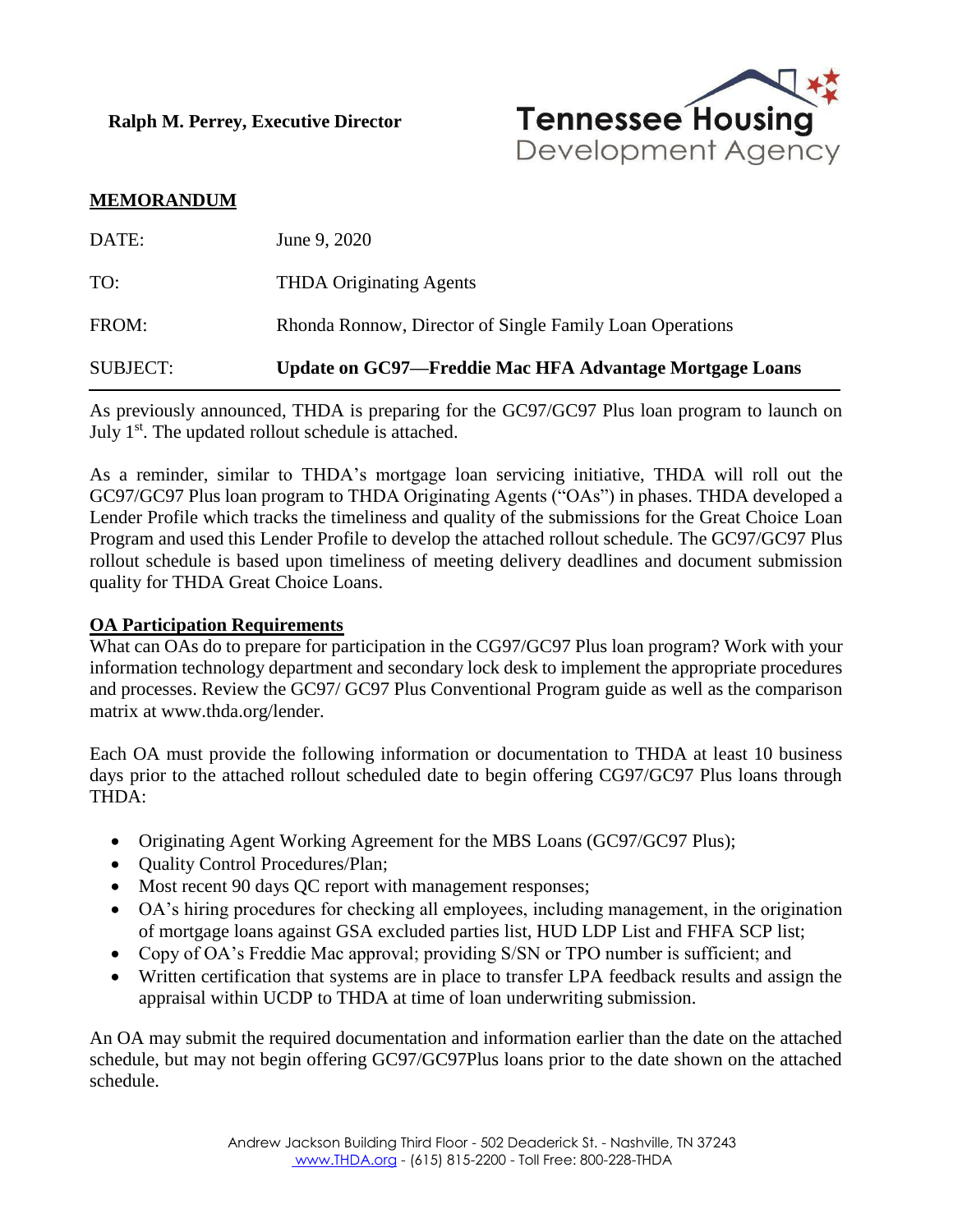**Ralph M. Perrey, Executive Director**

Tennessee Housing Development Agency

**MEMORANDUM**

| | |
|---|---|
| DATE: | June 9, 2020 |
| TO: | THDA Originating Agents |
| FROM: | Rhonda Ronnow, Director of Single Family Loan Operations |
| SUBJECT: | **Update on GC97—Freddie Mac HFA Advantage Mortgage Loans** |

As previously announced, THDA is preparing for the GC97/GC97 Plus loan program to launch on July 1st. The updated rollout schedule is attached.

As a reminder, similar to THDA's mortgage loan servicing initiative, THDA will roll out the GC97/GC97 Plus loan program to THDA Originating Agents ("OAs") in phases. THDA developed a Lender Profile which tracks the timeliness and quality of the submissions for the Great Choice Loan Program and used this Lender Profile to develop the attached rollout schedule. The GC97/GC97 Plus rollout schedule is based upon timeliness of meeting delivery deadlines and document submission quality for THDA Great Choice Loans.

**OA Participation Requirements**

What can OAs do to prepare for participation in the CG97/GC97 Plus loan program? Work with your information technology department and secondary lock desk to implement the appropriate procedures and processes. Review the GC97/ GC97 Plus Conventional Program guide as well as the comparison matrix at www.thda.org/lender.

Each OA must provide the following information or documentation to THDA at least 10 business days prior to the attached rollout scheduled date to begin offering CG97/GC97 Plus loans through THDA:

- Originating Agent Working Agreement for the MBS Loans (GC97/GC97 Plus);
- Quality Control Procedures/Plan;
- Most recent 90 days QC report with management responses;
- OA's hiring procedures for checking all employees, including management, in the origination of mortgage loans against GSA excluded parties list, HUD LDP List and FHFA SCP list;
- Copy of OA's Freddie Mac approval; providing S/SN or TPO number is sufficient; and
- Written certification that systems are in place to transfer LPA feedback results and assign the appraisal within UCDP to THDA at time of loan underwriting submission.

An OA may submit the required documentation and information earlier than the date on the attached schedule, but may not begin offering GC97/GC97Plus loans prior to the date shown on the attached schedule.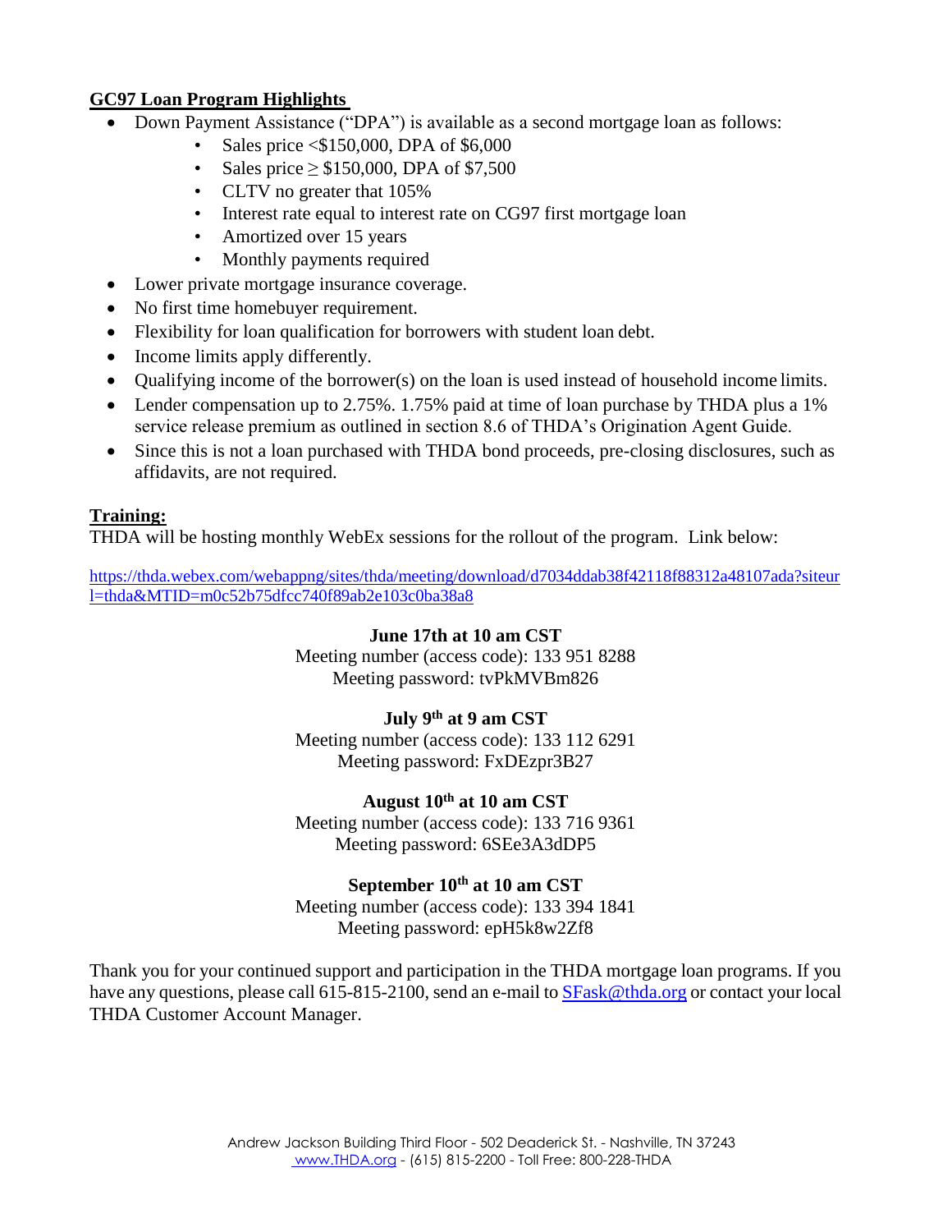**GC97 Loan Program Highlights**

- Down Payment Assistance ("DPA") is available as a second mortgage loan as follows:
  - Sales price <$150,000, DPA of $6,000
  - Sales price ≥ $150,000, DPA of $7,500
  - CLTV no greater that 105%
  - Interest rate equal to interest rate on CG97 first mortgage loan
  - Amortized over 15 years
  - Monthly payments required
- Lower private mortgage insurance coverage.
- No first time homebuyer requirement.
- Flexibility for loan qualification for borrowers with student loan debt.
- Income limits apply differently.
- Qualifying income of the borrower(s) on the loan is used instead of household income limits.
- Lender compensation up to 2.75%. 1.75% paid at time of loan purchase by THDA plus a 1% service release premium as outlined in section 8.6 of THDA's Origination Agent Guide.
- Since this is not a loan purchased with THDA bond proceeds, pre-closing disclosures, such as affidavits, are not required.

**Training:**

THDA will be hosting monthly WebEx sessions for the rollout of the program. Link below:

https://thda.webex.com/webappng/sites/thda/meeting/download/d7034ddab38f42118f88312a48107ada?siteurl=thda&MTID=m0c52b75dfcc740f89ab2e103c0ba38a8

**June 17th at 10 am CST**
Meeting number (access code): 133 951 8288
Meeting password: tvPkMVBm826

**July 9th at 9 am CST**
Meeting number (access code): 133 112 6291
Meeting password: FxDEzpr3B27

**August 10th at 10 am CST**
Meeting number (access code): 133 716 9361
Meeting password: 6SEe3A3dDP5

**September 10th at 10 am CST**
Meeting number (access code): 133 394 1841
Meeting password: epH5k8w2Zf8

Thank you for your continued support and participation in the THDA mortgage loan programs. If you have any questions, please call 615-815-2100, send an e-mail to SFask@thda.org or contact your local THDA Customer Account Manager.

Andrew Jackson Building Third Floor - 502 Deaderick St. - Nashville, TN 37243
www.THDA.org - (615) 815-2200 - Toll Free: 800-228-THDA